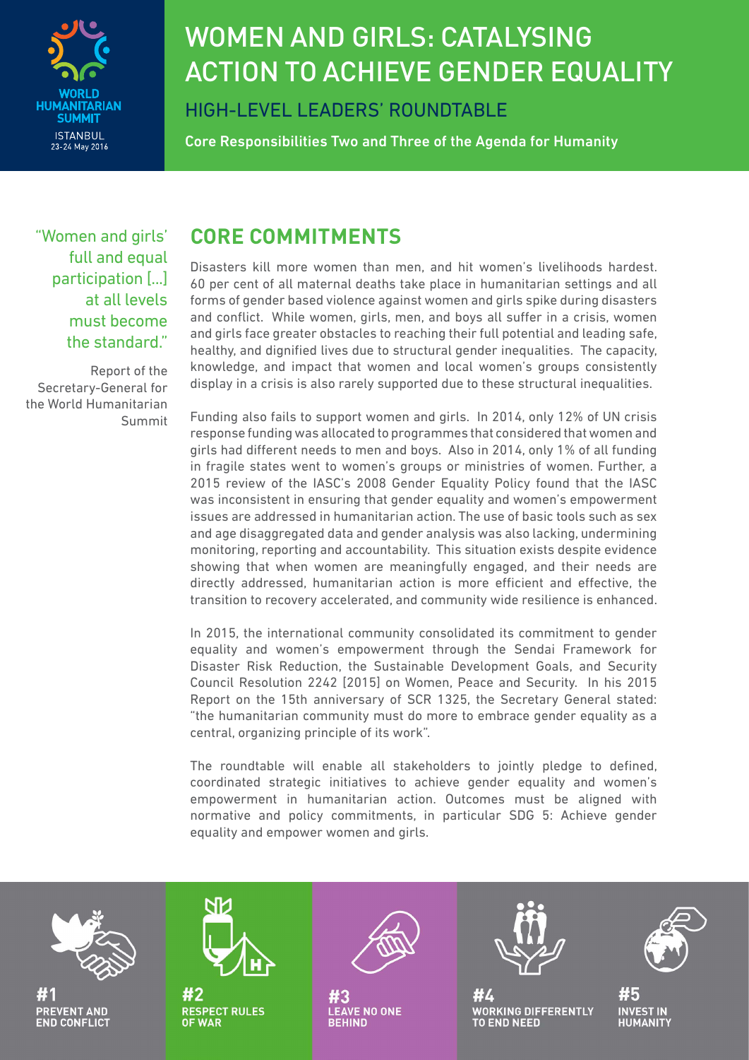WORLD HUMANITARIAN SUMMIT
ISTANBUL
23-24 May 2016

# WOMEN AND GIRLS: CATALYSING ACTION TO ACHIEVE GENDER EQUALITY

## HIGH-LEVEL LEADERS' ROUNDTABLE

**Core Responsibilities Two and Three of the Agenda for Humanity**

> "Women and girls' full and equal participation [...] at all levels must become the standard."
>
> Report of the Secretary-General for the World Humanitarian Summit

## CORE COMMITMENTS

Disasters kill more women than men, and hit women's livelihoods hardest. 60 per cent of all maternal deaths take place in humanitarian settings and all forms of gender based violence against women and girls spike during disasters and conflict. While women, girls, men, and boys all suffer in a crisis, women and girls face greater obstacles to reaching their full potential and leading safe, healthy, and dignified lives due to structural gender inequalities. The capacity, knowledge, and impact that women and local women's groups consistently display in a crisis is also rarely supported due to these structural inequalities.

Funding also fails to support women and girls. In 2014, only 12% of UN crisis response funding was allocated to programmes that considered that women and girls had different needs to men and boys. Also in 2014, only 1% of all funding in fragile states went to women's groups or ministries of women. Further, a 2015 review of the IASC's 2008 Gender Equality Policy found that the IASC was inconsistent in ensuring that gender equality and women's empowerment issues are addressed in humanitarian action. The use of basic tools such as sex and age disaggregated data and gender analysis was also lacking, undermining monitoring, reporting and accountability. This situation exists despite evidence showing that when women are meaningfully engaged, and their needs are directly addressed, humanitarian action is more efficient and effective, the transition to recovery accelerated, and community wide resilience is enhanced.

In 2015, the international community consolidated its commitment to gender equality and women's empowerment through the Sendai Framework for Disaster Risk Reduction, the Sustainable Development Goals, and Security Council Resolution 2242 [2015] on Women, Peace and Security. In his 2015 Report on the 15th anniversary of SCR 1325, the Secretary General stated: "the humanitarian community must do more to embrace gender equality as a central, organizing principle of its work".

The roundtable will enable all stakeholders to jointly pledge to defined, coordinated strategic initiatives to achieve gender equality and women's empowerment in humanitarian action. Outcomes must be aligned with normative and policy commitments, in particular SDG 5: Achieve gender equality and empower women and girls.

**#1 PREVENT AND END CONFLICT** | **#2 RESPECT RULES OF WAR** | **#3 LEAVE NO ONE BEHIND** | **#4 WORKING DIFFERENTLY TO END NEED** | **#5 INVEST IN HUMANITY**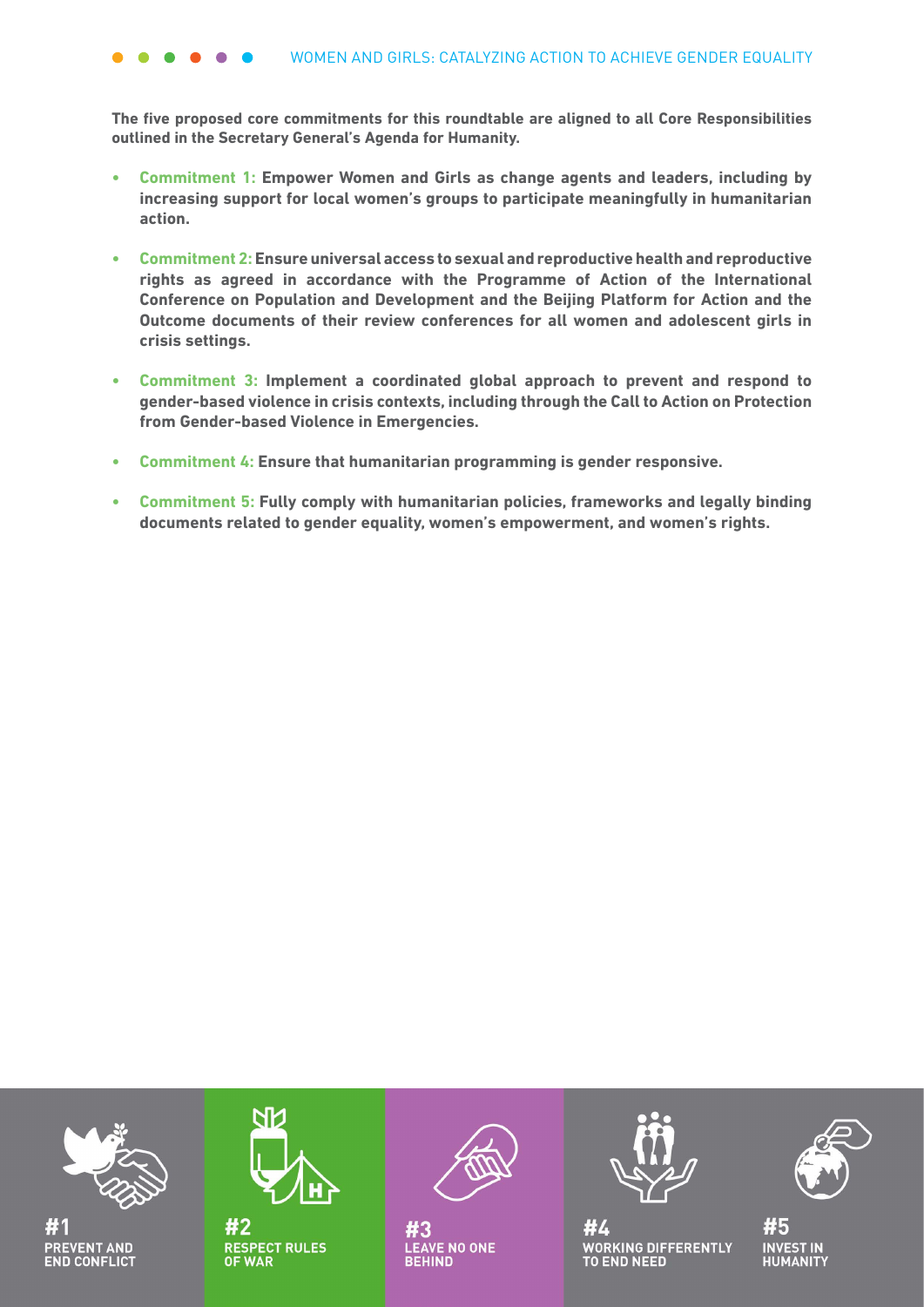**The five proposed core commitments for this roundtable are aligned to all Core Responsibilities outlined in the Secretary General's Agenda for Humanity.**

- **Commitment 1: Empower Women and Girls as change agents and leaders, including by increasing support for local women's groups to participate meaningfully in humanitarian action.**
- **Commitment 2: Ensure universal access to sexual and reproductive health and reproductive rights as agreed in accordance with the Programme of Action of the International Conference on Population and Development and the Beijing Platform for Action and the Outcome documents of their review conferences for all women and adolescent girls in crisis settings.**
- **Commitment 3: Implement a coordinated global approach to prevent and respond to gender-based violence in crisis contexts, including through the Call to Action on Protection from Gender-based Violence in Emergencies.**
- **Commitment 4: Ensure that humanitarian programming is gender responsive.**
- **Commitment 5: Fully comply with humanitarian policies, frameworks and legally binding documents related to gender equality, women's empowerment, and women's rights.**

**#1 PREVENT AND END CONFLICT**

**#2 RESPECT RULES OF WAR**

**#3 LEAVE NO ONE BEHIND**

**#4 WORKING DIFFERENTLY TO END NEED**

**#5 INVEST IN HUMANITY**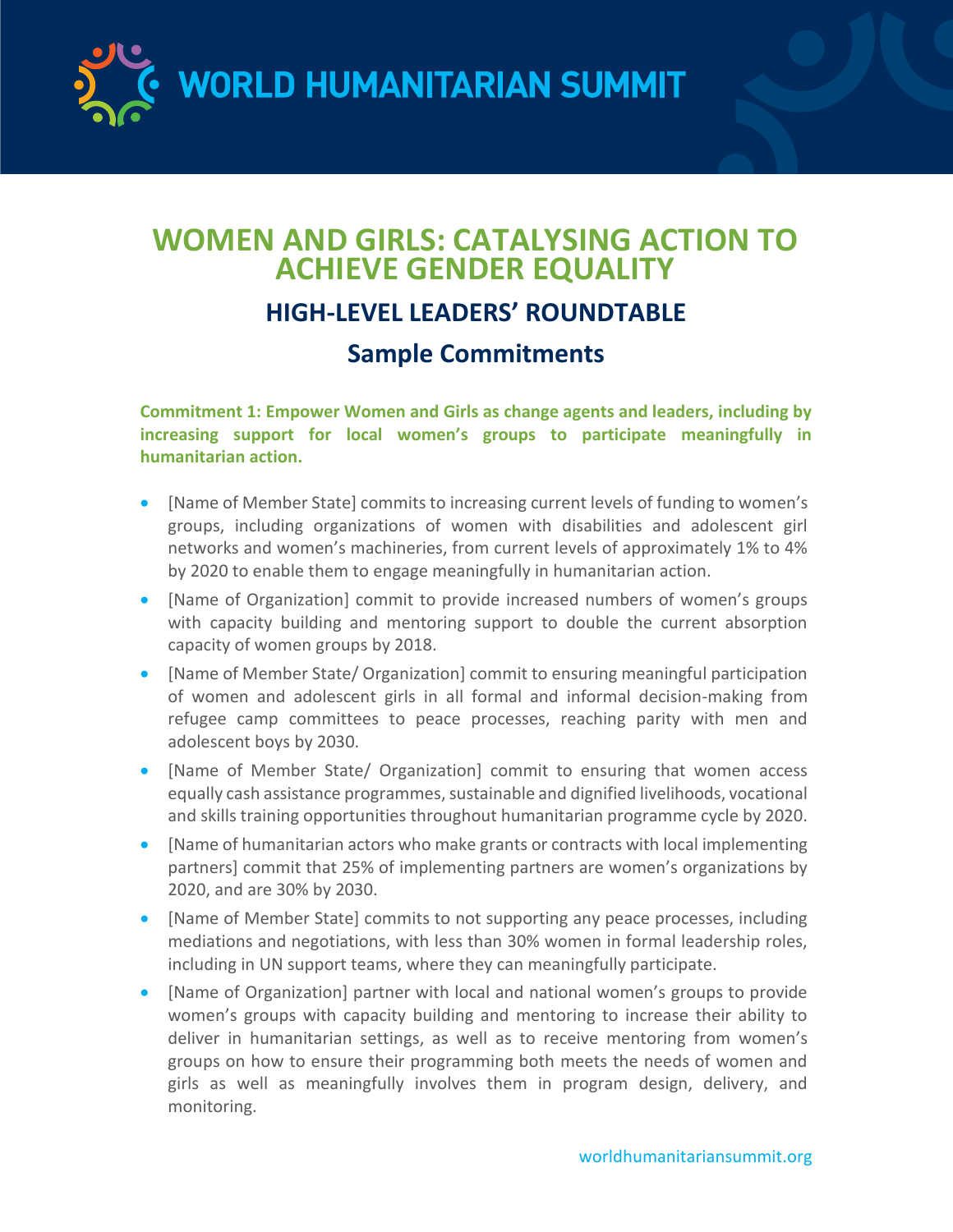# WOMEN AND GIRLS: CATALYSING ACTION TO ACHIEVE GENDER EQUALITY

## HIGH-LEVEL LEADERS' ROUNDTABLE

## Sample Commitments

**Commitment 1: Empower Women and Girls as change agents and leaders, including by increasing support for local women's groups to participate meaningfully in humanitarian action.**

- [Name of Member State] commits to increasing current levels of funding to women's groups, including organizations of women with disabilities and adolescent girl networks and women's machineries, from current levels of approximately 1% to 4% by 2020 to enable them to engage meaningfully in humanitarian action.
- [Name of Organization] commit to provide increased numbers of women's groups with capacity building and mentoring support to double the current absorption capacity of women groups by 2018.
- [Name of Member State/ Organization] commit to ensuring meaningful participation of women and adolescent girls in all formal and informal decision-making from refugee camp committees to peace processes, reaching parity with men and adolescent boys by 2030.
- [Name of Member State/ Organization] commit to ensuring that women access equally cash assistance programmes, sustainable and dignified livelihoods, vocational and skills training opportunities throughout humanitarian programme cycle by 2020.
- [Name of humanitarian actors who make grants or contracts with local implementing partners] commit that 25% of implementing partners are women's organizations by 2020, and are 30% by 2030.
- [Name of Member State] commits to not supporting any peace processes, including mediations and negotiations, with less than 30% women in formal leadership roles, including in UN support teams, where they can meaningfully participate.
- [Name of Organization] partner with local and national women's groups to provide women's groups with capacity building and mentoring to increase their ability to deliver in humanitarian settings, as well as to receive mentoring from women's groups on how to ensure their programming both meets the needs of women and girls as well as meaningfully involves them in program design, delivery, and monitoring.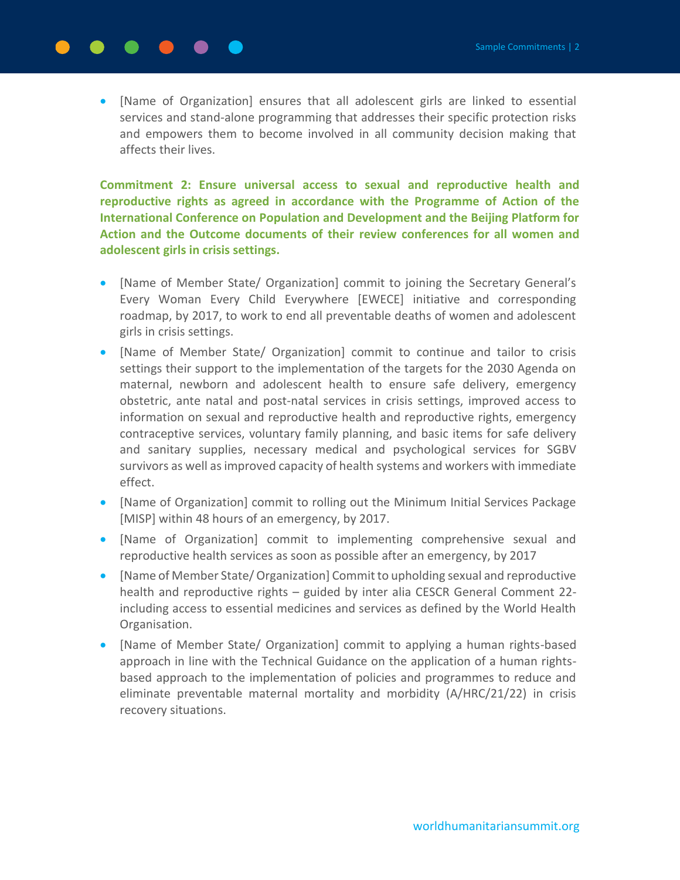- [Name of Organization] ensures that all adolescent girls are linked to essential services and stand-alone programming that addresses their specific protection risks and empowers them to become involved in all community decision making that affects their lives.

**Commitment 2: Ensure universal access to sexual and reproductive health and reproductive rights as agreed in accordance with the Programme of Action of the International Conference on Population and Development and the Beijing Platform for Action and the Outcome documents of their review conferences for all women and adolescent girls in crisis settings.**

- [Name of Member State/ Organization] commit to joining the Secretary General's Every Woman Every Child Everywhere [EWECE] initiative and corresponding roadmap, by 2017, to work to end all preventable deaths of women and adolescent girls in crisis settings.
- [Name of Member State/ Organization] commit to continue and tailor to crisis settings their support to the implementation of the targets for the 2030 Agenda on maternal, newborn and adolescent health to ensure safe delivery, emergency obstetric, ante natal and post-natal services in crisis settings, improved access to information on sexual and reproductive health and reproductive rights, emergency contraceptive services, voluntary family planning, and basic items for safe delivery and sanitary supplies, necessary medical and psychological services for SGBV survivors as well as improved capacity of health systems and workers with immediate effect.
- [Name of Organization] commit to rolling out the Minimum Initial Services Package [MISP] within 48 hours of an emergency, by 2017.
- [Name of Organization] commit to implementing comprehensive sexual and reproductive health services as soon as possible after an emergency, by 2017
- [Name of Member State/ Organization] Commit to upholding sexual and reproductive health and reproductive rights – guided by inter alia CESCR General Comment 22- including access to essential medicines and services as defined by the World Health Organisation.
- [Name of Member State/ Organization] commit to applying a human rights-based approach in line with the Technical Guidance on the application of a human rights-based approach to the implementation of policies and programmes to reduce and eliminate preventable maternal mortality and morbidity (A/HRC/21/22) in crisis recovery situations.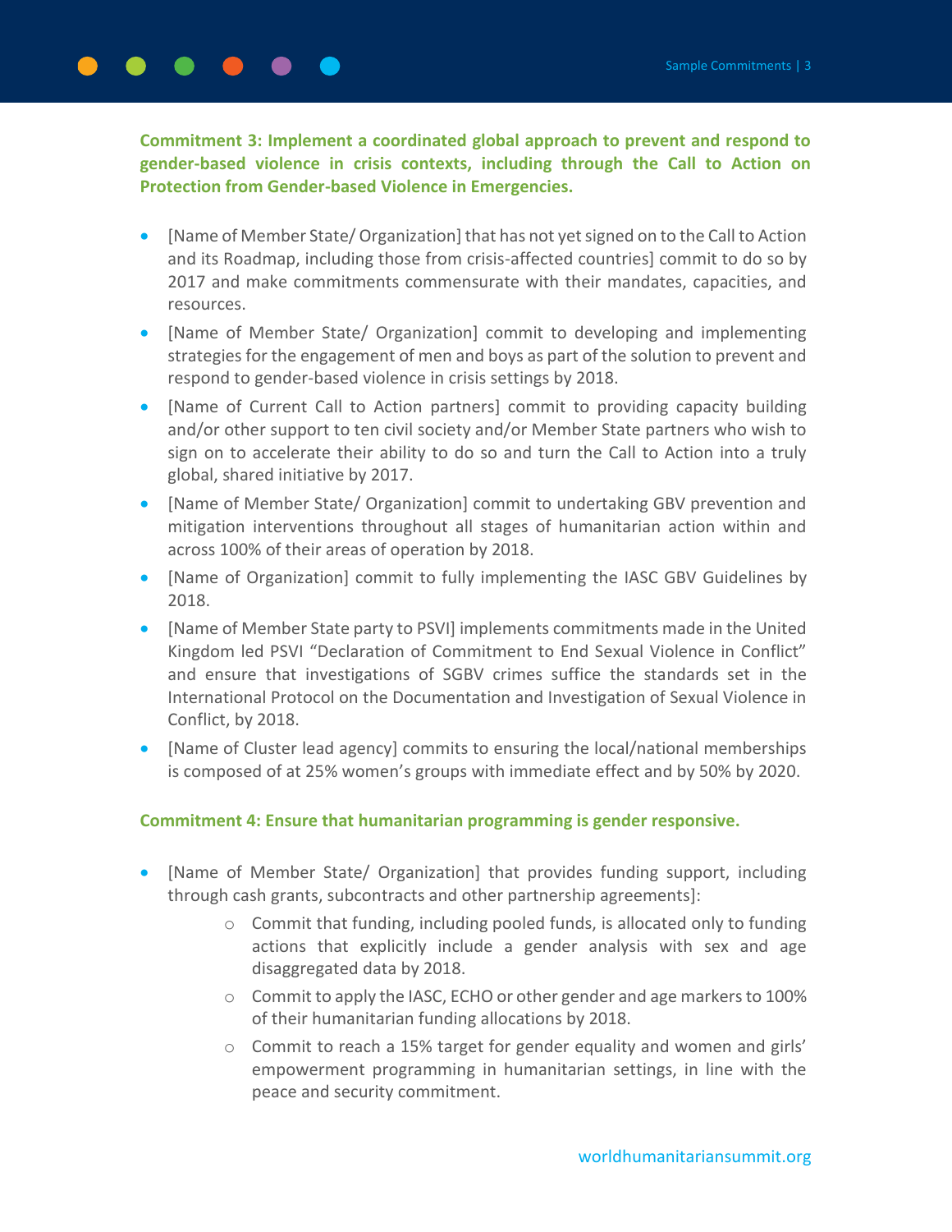**Commitment 3: Implement a coordinated global approach to prevent and respond to gender-based violence in crisis contexts, including through the Call to Action on Protection from Gender-based Violence in Emergencies.**

- [Name of Member State/ Organization] that has not yet signed on to the Call to Action and its Roadmap, including those from crisis-affected countries] commit to do so by 2017 and make commitments commensurate with their mandates, capacities, and resources.
- [Name of Member State/ Organization] commit to developing and implementing strategies for the engagement of men and boys as part of the solution to prevent and respond to gender-based violence in crisis settings by 2018.
- [Name of Current Call to Action partners] commit to providing capacity building and/or other support to ten civil society and/or Member State partners who wish to sign on to accelerate their ability to do so and turn the Call to Action into a truly global, shared initiative by 2017.
- [Name of Member State/ Organization] commit to undertaking GBV prevention and mitigation interventions throughout all stages of humanitarian action within and across 100% of their areas of operation by 2018.
- [Name of Organization] commit to fully implementing the IASC GBV Guidelines by 2018.
- [Name of Member State party to PSVI] implements commitments made in the United Kingdom led PSVI "Declaration of Commitment to End Sexual Violence in Conflict" and ensure that investigations of SGBV crimes suffice the standards set in the International Protocol on the Documentation and Investigation of Sexual Violence in Conflict, by 2018.
- [Name of Cluster lead agency] commits to ensuring the local/national memberships is composed of at 25% women's groups with immediate effect and by 50% by 2020.

**Commitment 4: Ensure that humanitarian programming is gender responsive.**

- [Name of Member State/ Organization] that provides funding support, including through cash grants, subcontracts and other partnership agreements]:
  - Commit that funding, including pooled funds, is allocated only to funding actions that explicitly include a gender analysis with sex and age disaggregated data by 2018.
  - Commit to apply the IASC, ECHO or other gender and age markers to 100% of their humanitarian funding allocations by 2018.
  - Commit to reach a 15% target for gender equality and women and girls' empowerment programming in humanitarian settings, in line with the peace and security commitment.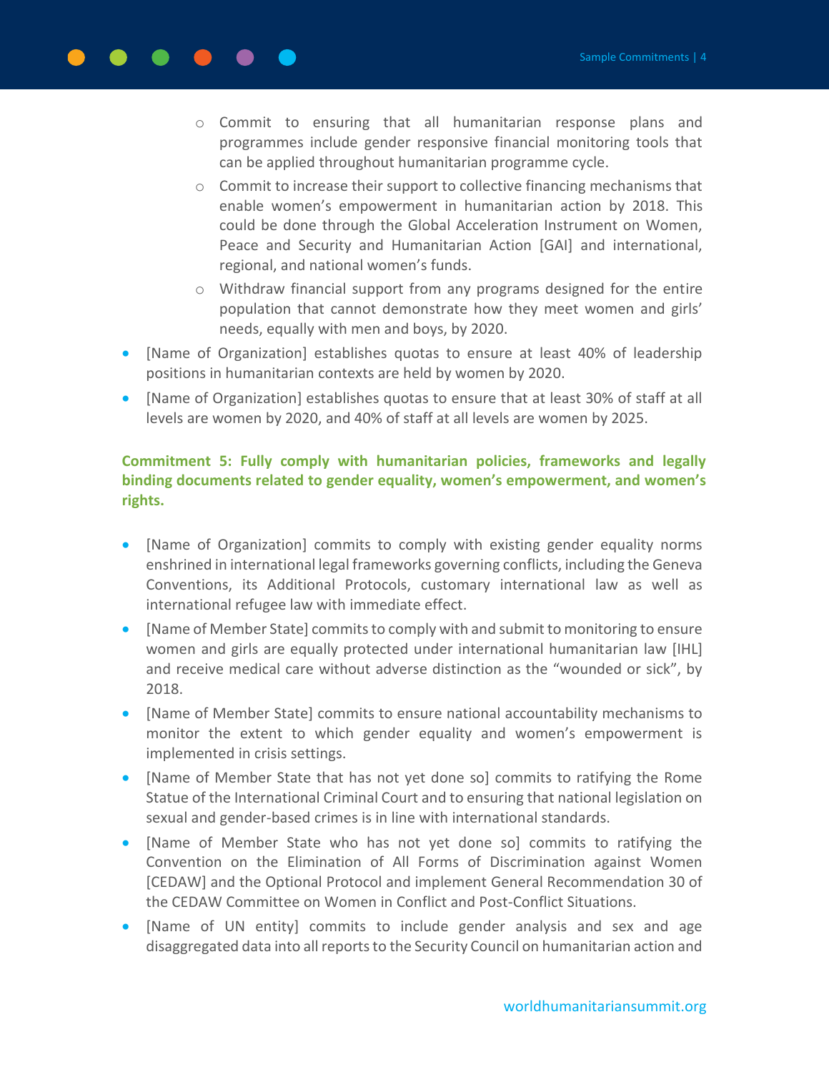- Commit to ensuring that all humanitarian response plans and programmes include gender responsive financial monitoring tools that can be applied throughout humanitarian programme cycle.
  - Commit to increase their support to collective financing mechanisms that enable women's empowerment in humanitarian action by 2018. This could be done through the Global Acceleration Instrument on Women, Peace and Security and Humanitarian Action [GAI] and international, regional, and national women's funds.
  - Withdraw financial support from any programs designed for the entire population that cannot demonstrate how they meet women and girls' needs, equally with men and boys, by 2020.
- [Name of Organization] establishes quotas to ensure at least 40% of leadership positions in humanitarian contexts are held by women by 2020.
- [Name of Organization] establishes quotas to ensure that at least 30% of staff at all levels are women by 2020, and 40% of staff at all levels are women by 2025.

**Commitment 5: Fully comply with humanitarian policies, frameworks and legally binding documents related to gender equality, women's empowerment, and women's rights.**

- [Name of Organization] commits to comply with existing gender equality norms enshrined in international legal frameworks governing conflicts, including the Geneva Conventions, its Additional Protocols, customary international law as well as international refugee law with immediate effect.
- [Name of Member State] commits to comply with and submit to monitoring to ensure women and girls are equally protected under international humanitarian law [IHL] and receive medical care without adverse distinction as the "wounded or sick", by 2018.
- [Name of Member State] commits to ensure national accountability mechanisms to monitor the extent to which gender equality and women's empowerment is implemented in crisis settings.
- [Name of Member State that has not yet done so] commits to ratifying the Rome Statue of the International Criminal Court and to ensuring that national legislation on sexual and gender-based crimes is in line with international standards.
- [Name of Member State who has not yet done so] commits to ratifying the Convention on the Elimination of All Forms of Discrimination against Women [CEDAW] and the Optional Protocol and implement General Recommendation 30 of the CEDAW Committee on Women in Conflict and Post-Conflict Situations.
- [Name of UN entity] commits to include gender analysis and sex and age disaggregated data into all reports to the Security Council on humanitarian action and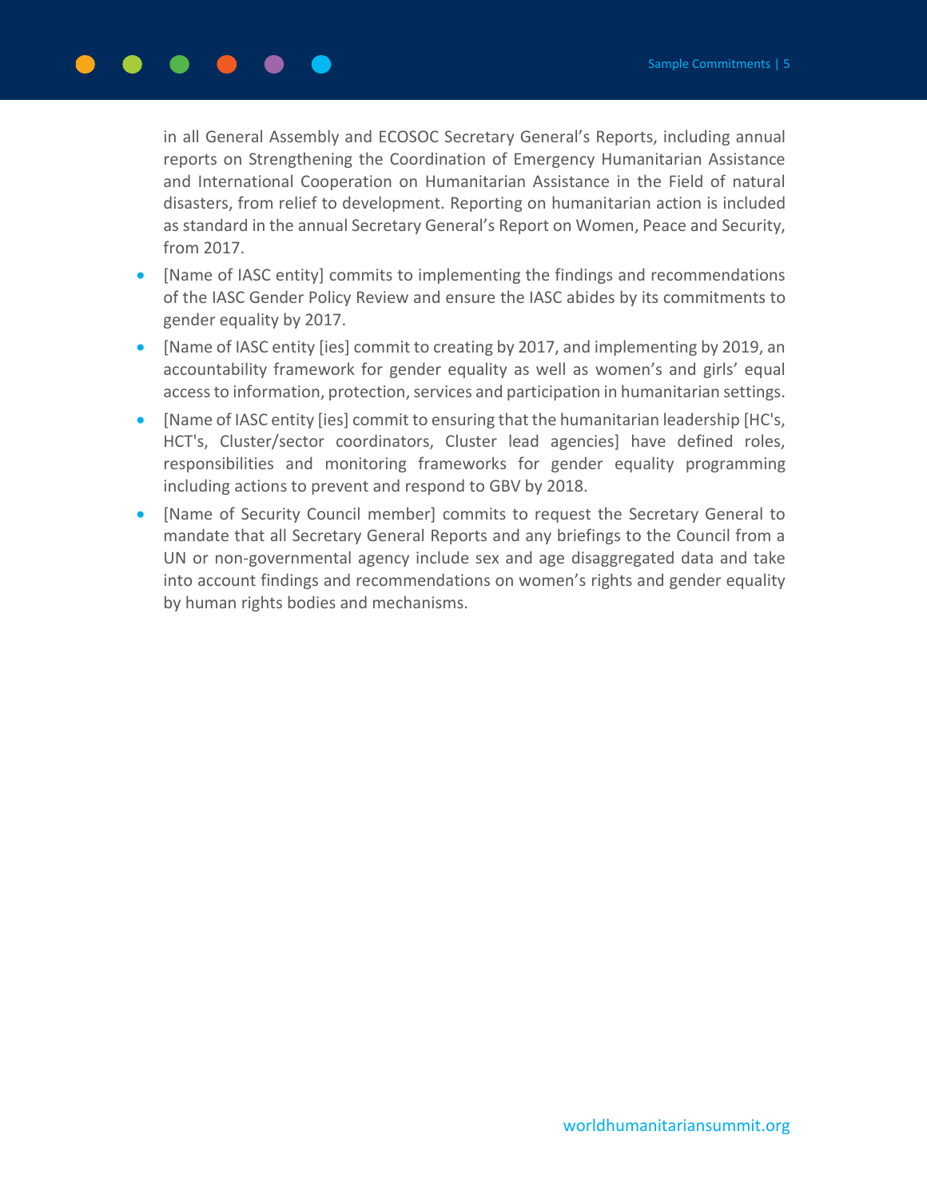in all General Assembly and ECOSOC Secretary General's Reports, including annual reports on Strengthening the Coordination of Emergency Humanitarian Assistance and International Cooperation on Humanitarian Assistance in the Field of natural disasters, from relief to development. Reporting on humanitarian action is included as standard in the annual Secretary General's Report on Women, Peace and Security, from 2017.

- [Name of IASC entity] commits to implementing the findings and recommendations of the IASC Gender Policy Review and ensure the IASC abides by its commitments to gender equality by 2017.
- [Name of IASC entity [ies] commit to creating by 2017, and implementing by 2019, an accountability framework for gender equality as well as women's and girls' equal access to information, protection, services and participation in humanitarian settings.
- [Name of IASC entity [ies] commit to ensuring that the humanitarian leadership [HC's, HCT's, Cluster/sector coordinators, Cluster lead agencies] have defined roles, responsibilities and monitoring frameworks for gender equality programming including actions to prevent and respond to GBV by 2018.
- [Name of Security Council member] commits to request the Secretary General to mandate that all Secretary General Reports and any briefings to the Council from a UN or non-governmental agency include sex and age disaggregated data and take into account findings and recommendations on women's rights and gender equality by human rights bodies and mechanisms.